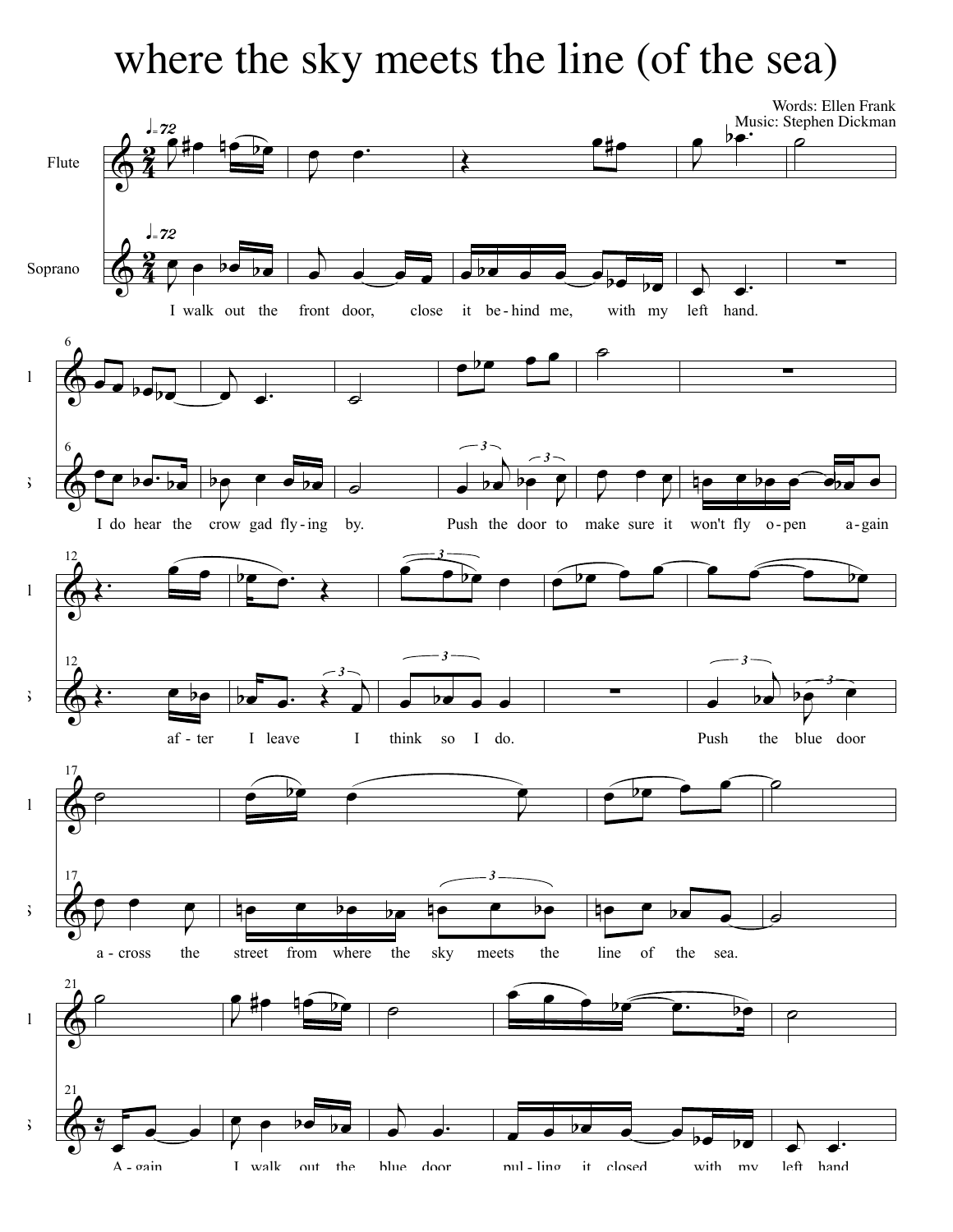# where the sky meets the line (of the sea)

Words: Ellen Frank
Music: Stephen Dickman

Flute

Soprano

I walk out the front door, close it be-hind me, with my left hand.

I do hear the crow gad fly-ing by. Push the door to make sure it won't fly o-pen a-gain

af-ter I leave I think so I do. Push the blue door

a-cross the street from where the sky meets the line of the sea.

A-gain I walk out the blue door pul-ling it closed with my left hand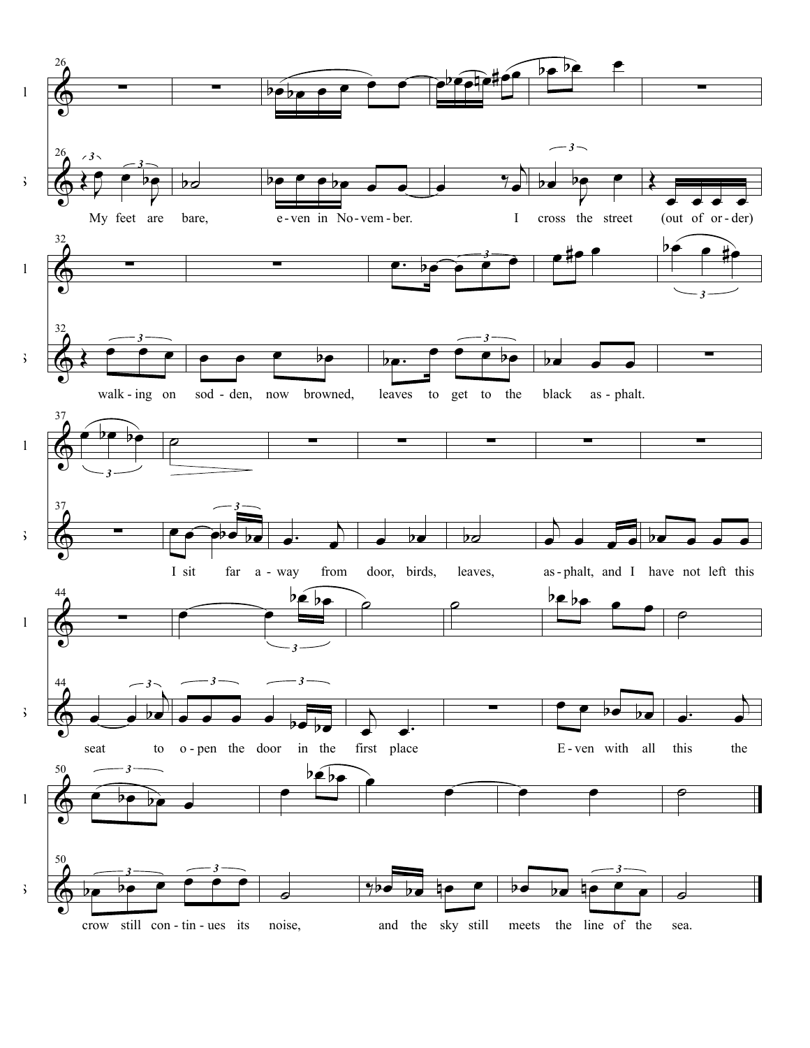My feet are bare, e-ven in No-vem-ber. I cross the street (out of or-der)

walk-ing on sod-den, now browned, leaves to get to the black as-phalt.

I sit far a-way from door, birds, leaves, as-phalt, and I have not left this

seat to o-pen the door in the first place E-ven with all this the

crow still con-tin-ues its noise, and the sky still meets the line of the sea.